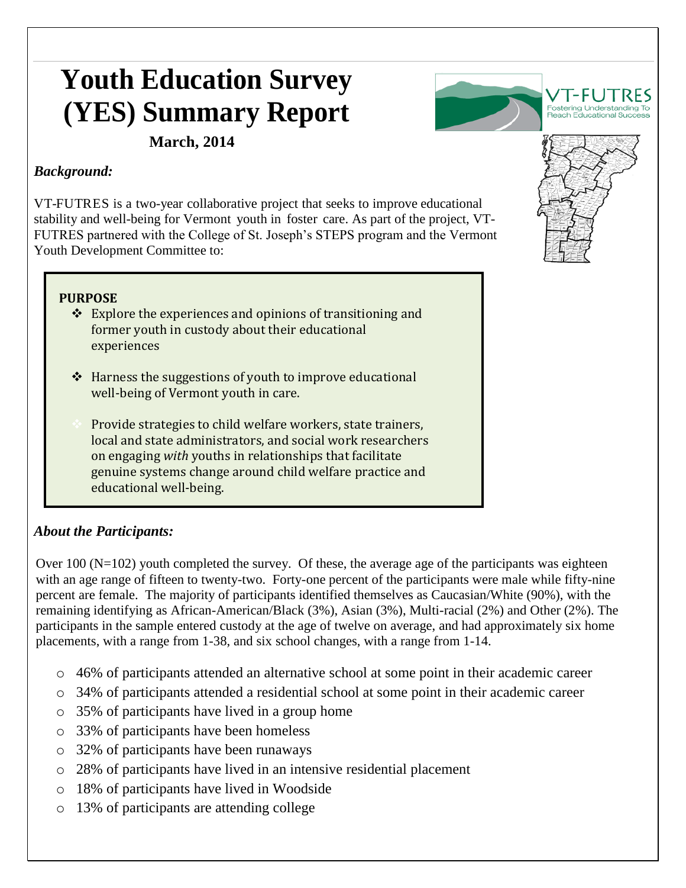# Youth Education Survey (YES) Summary Report

**March, 2014**

VT-FUTRES
Fostering Understanding To Reach Educational Success

### *Background:*

VT-FUTRES is a two-year collaborative project that seeks to improve educational stability and well-being for Vermont youth in foster care. As part of the project, VT-FUTRES partnered with the College of St. Joseph's STEPS program and the Vermont Youth Development Committee to:

**PURPOSE**

- Explore the experiences and opinions of transitioning and former youth in custody about their educational experiences
- Harness the suggestions of youth to improve educational well-being of Vermont youth in care.
- Provide strategies to child welfare workers, state trainers, local and state administrators, and social work researchers on engaging *with* youths in relationships that facilitate genuine systems change around child welfare practice and educational well-being.

### *About the Participants:*

Over 100 (N=102) youth completed the survey. Of these, the average age of the participants was eighteen with an age range of fifteen to twenty-two. Forty-one percent of the participants were male while fifty-nine percent are female. The majority of participants identified themselves as Caucasian/White (90%), with the remaining identifying as African-American/Black (3%), Asian (3%), Multi-racial (2%) and Other (2%). The participants in the sample entered custody at the age of twelve on average, and had approximately six home placements, with a range from 1-38, and six school changes, with a range from 1-14.

- 46% of participants attended an alternative school at some point in their academic career
- 34% of participants attended a residential school at some point in their academic career
- 35% of participants have lived in a group home
- 33% of participants have been homeless
- 32% of participants have been runaways
- 28% of participants have lived in an intensive residential placement
- 18% of participants have lived in Woodside
- 13% of participants are attending college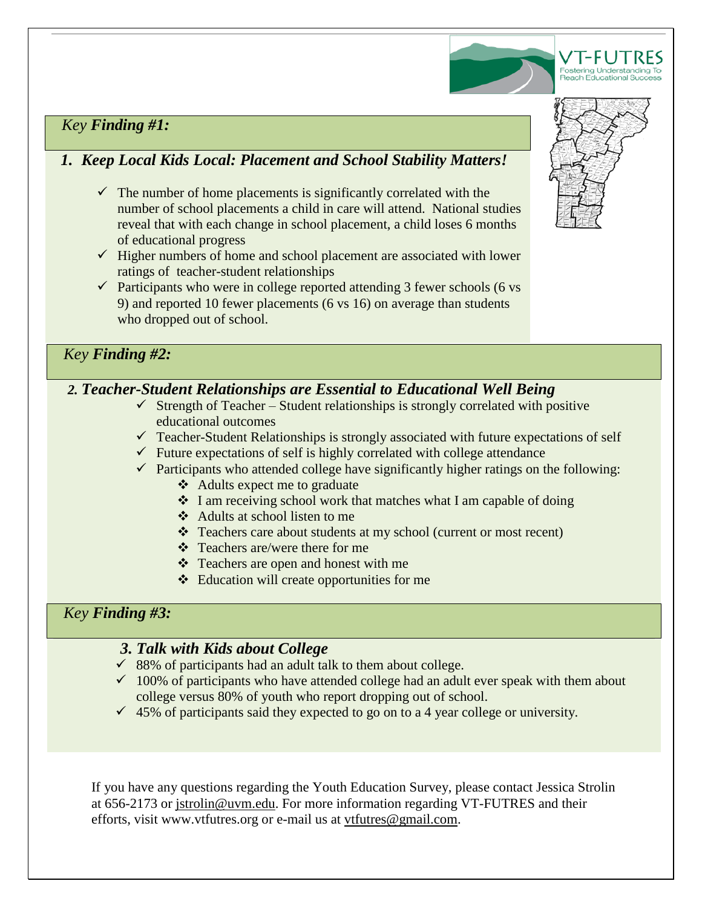VT-FUTRES
Fostering Understanding To Reach Educational Success

## *Key **Finding #1:***

### ***1. Keep Local Kids Local: Placement and School Stability Matters!***

- ✓ The number of home placements is significantly correlated with the number of school placements a child in care will attend. National studies reveal that with each change in school placement, a child loses 6 months of educational progress
- ✓ Higher numbers of home and school placement are associated with lower ratings of teacher-student relationships
- ✓ Participants who were in college reported attending 3 fewer schools (6 vs 9) and reported 10 fewer placements (6 vs 16) on average than students who dropped out of school.

## *Key **Finding #2:***

### ***2. Teacher-Student Relationships are Essential to Educational Well Being***

- ✓ Strength of Teacher – Student relationships is strongly correlated with positive educational outcomes
- ✓ Teacher-Student Relationships is strongly associated with future expectations of self
- ✓ Future expectations of self is highly correlated with college attendance
- ✓ Participants who attended college have significantly higher ratings on the following:
  - ❖ Adults expect me to graduate
  - ❖ I am receiving school work that matches what I am capable of doing
  - ❖ Adults at school listen to me
  - ❖ Teachers care about students at my school (current or most recent)
  - ❖ Teachers are/were there for me
  - ❖ Teachers are open and honest with me
  - ❖ Education will create opportunities for me

## *Key **Finding #3:***

### ***3. Talk with Kids about College***

- ✓ 88% of participants had an adult talk to them about college.
- ✓ 100% of participants who have attended college had an adult ever speak with them about college versus 80% of youth who report dropping out of school.
- ✓ 45% of participants said they expected to go on to a 4 year college or university.

If you have any questions regarding the Youth Education Survey, please contact Jessica Strolin at 656-2173 or jstrolin@uvm.edu. For more information regarding VT-FUTRES and their efforts, visit www.vtfutres.org or e-mail us at vtfutres@gmail.com.